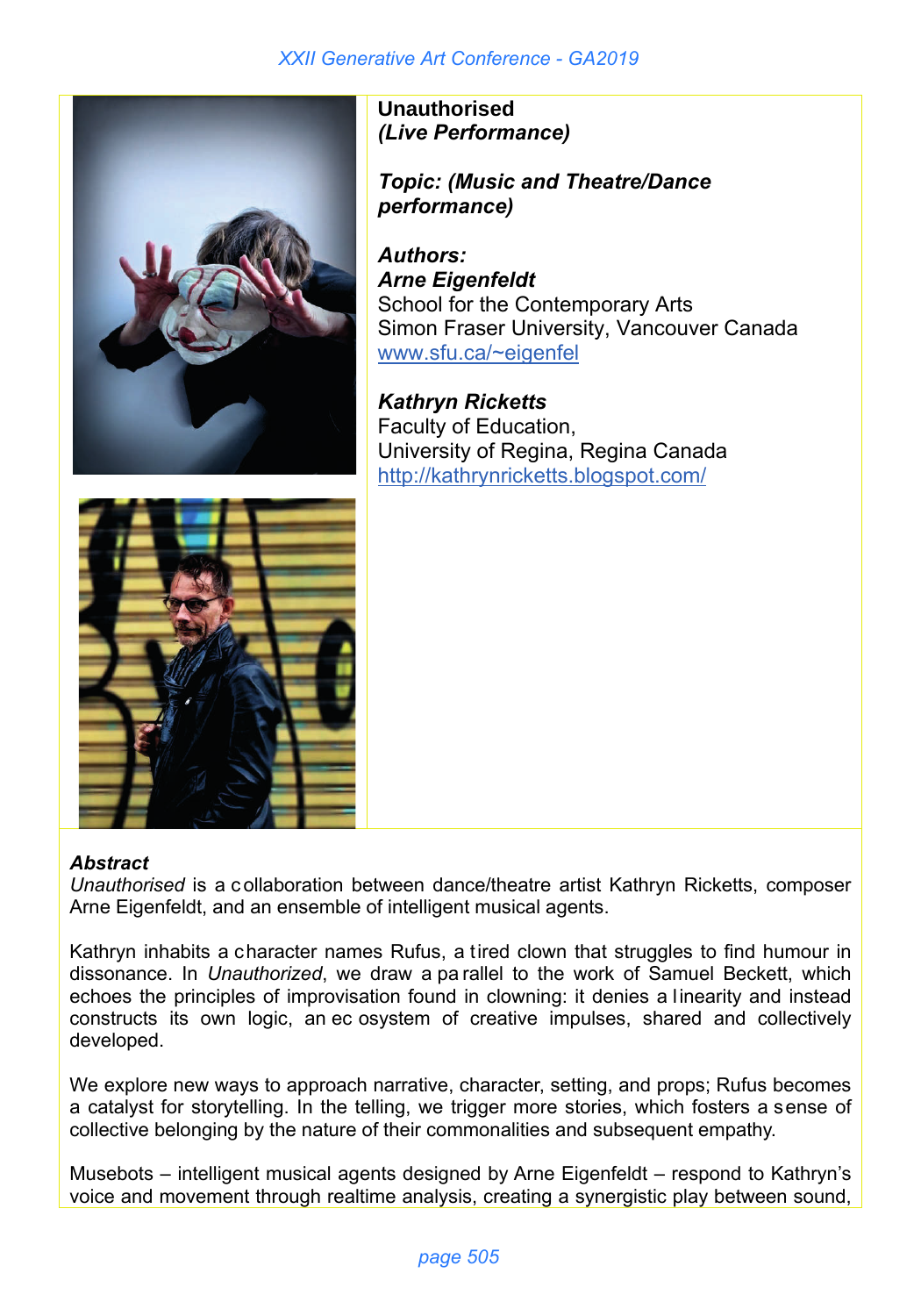**Unauthorised**
***(Live Performance)***

***Topic: (Music and Theatre/Dance performance)***

***Authors:***
***Arne Eigenfeldt***
School for the Contemporary Arts
Simon Fraser University, Vancouver Canada
www.sfu.ca/~eigenfel

***Kathryn Ricketts***
Faculty of Education,
University of Regina, Regina Canada
http://kathrynricketts.blogspot.com/

***Abstract***
*Unauthorised* is a collaboration between dance/theatre artist Kathryn Ricketts, composer Arne Eigenfeldt, and an ensemble of intelligent musical agents.

Kathryn inhabits a character names Rufus, a tired clown that struggles to find humour in dissonance. In *Unauthorized*, we draw a parallel to the work of Samuel Beckett, which echoes the principles of improvisation found in clowning: it denies a linearity and instead constructs its own logic, an ecosystem of creative impulses, shared and collectively developed.

We explore new ways to approach narrative, character, setting, and props; Rufus becomes a catalyst for storytelling. In the telling, we trigger more stories, which fosters a sense of collective belonging by the nature of their commonalities and subsequent empathy.

Musebots – intelligent musical agents designed by Arne Eigenfeldt – respond to Kathryn's voice and movement through realtime analysis, creating a synergistic play between sound,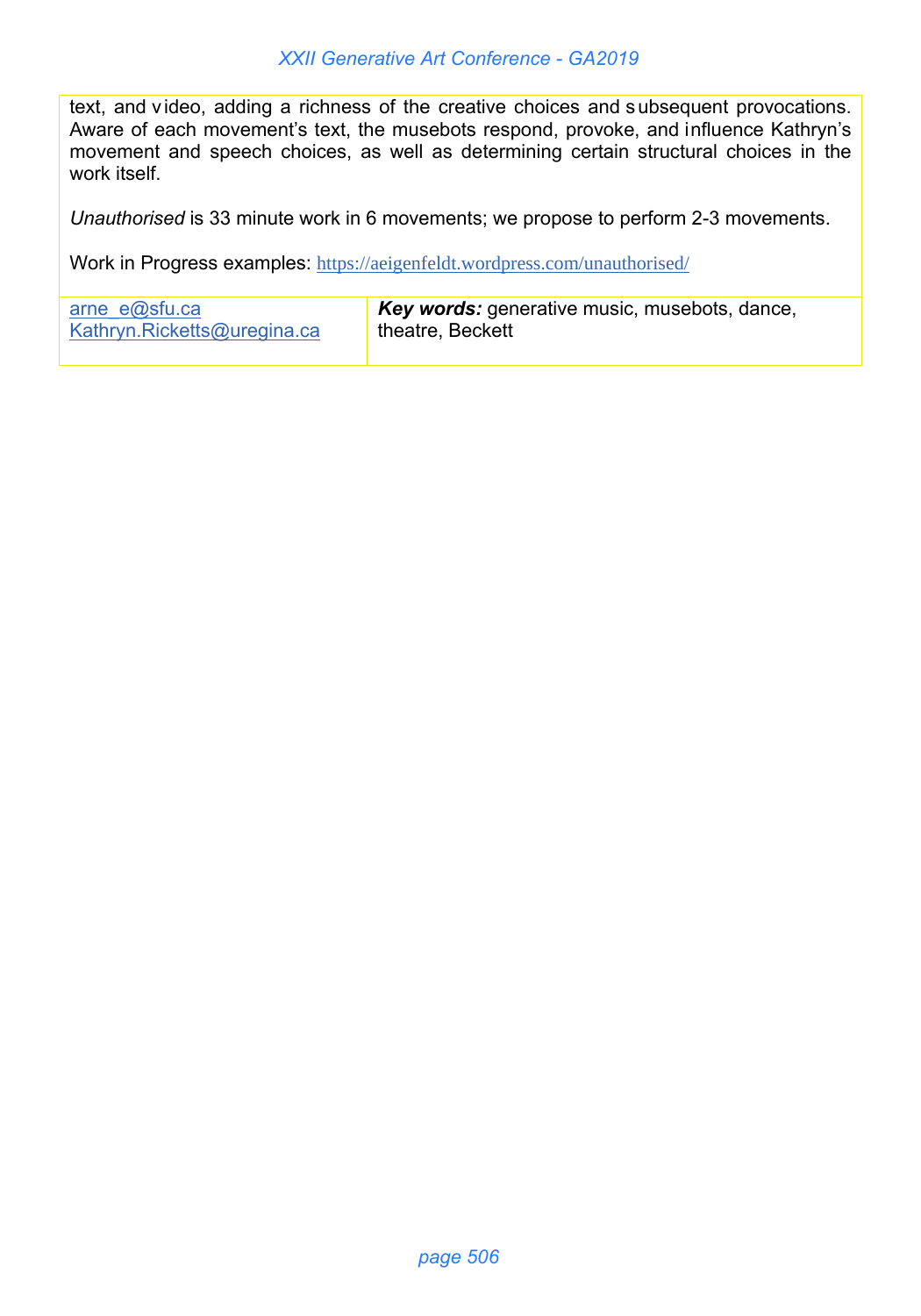text, and video, adding a richness of the creative choices and subsequent provocations. Aware of each movement's text, the musebots respond, provoke, and influence Kathryn's movement and speech choices, as well as determining certain structural choices in the work itself.

*Unauthorised* is 33 minute work in 6 movements; we propose to perform 2-3 movements.

Work in Progress examples: https://aeigenfeldt.wordpress.com/unauthorised/

| | |
|---|---|
| arne_e@sfu.ca<br>Kathryn.Ricketts@uregina.ca | ***Key words:*** generative music, musebots, dance, theatre, Beckett |